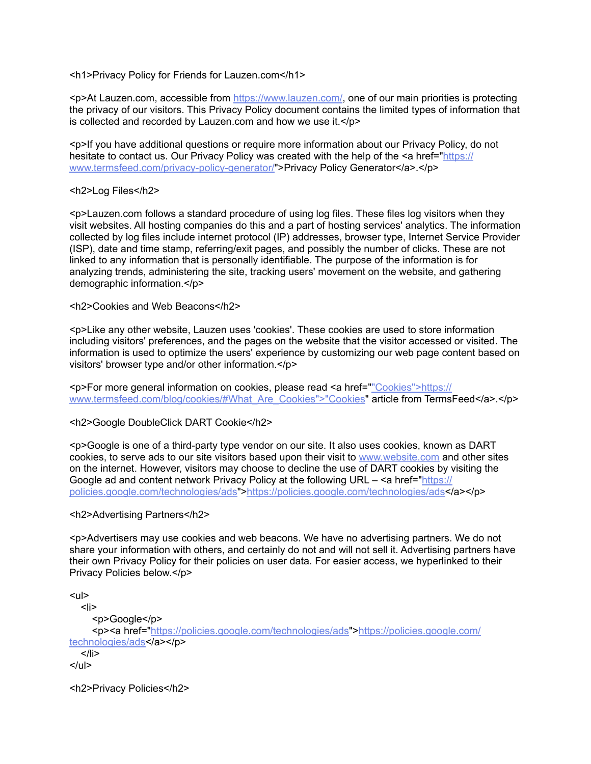```
<h1>Privacy Policy for Friends for Lauzen.com</h1>

<p>At Lauzen.com, accessible from https://www.lauzen.com/, one of our main priorities is protecting the privacy of our visitors. This Privacy Policy document contains the limited types of information that is collected and recorded by Lauzen.com and how we use it.</p>

<p>If you have additional questions or require more information about our Privacy Policy, do not hesitate to contact us. Our Privacy Policy was created with the help of the <a href="https://www.termsfeed.com/privacy-policy-generator/">Privacy Policy Generator</a>.</p>

<h2>Log Files</h2>

<p>Lauzen.com follows a standard procedure of using log files. These files log visitors when they visit websites. All hosting companies do this and a part of hosting services' analytics. The information collected by log files include internet protocol (IP) addresses, browser type, Internet Service Provider (ISP), date and time stamp, referring/exit pages, and possibly the number of clicks. These are not linked to any information that is personally identifiable. The purpose of the information is for analyzing trends, administering the site, tracking users' movement on the website, and gathering demographic information.</p>

<h2>Cookies and Web Beacons</h2>

<p>Like any other website, Lauzen uses 'cookies'. These cookies are used to store information including visitors' preferences, and the pages on the website that the visitor accessed or visited. The information is used to optimize the users' experience by customizing our web page content based on visitors' browser type and/or other information.</p>

<p>For more general information on cookies, please read <a href=""Cookies">https://www.termsfeed.com/blog/cookies/#What_Are_Cookies">"Cookies" article from TermsFeed</a>.</p>

<h2>Google DoubleClick DART Cookie</h2>

<p>Google is one of a third-party type vendor on our site. It also uses cookies, known as DART cookies, to serve ads to our site visitors based upon their visit to www.website.com and other sites on the internet. However, visitors may choose to decline the use of DART cookies by visiting the Google ad and content network Privacy Policy at the following URL – <a href="https://policies.google.com/technologies/ads">https://policies.google.com/technologies/ads</a></p>

<h2>Advertising Partners</h2>

<p>Advertisers may use cookies and web beacons. We have no advertising partners. We do not share your information with others, and certainly do not and will not sell it. Advertising partners have their own Privacy Policy for their policies on user data. For easier access, we hyperlinked to their Privacy Policies below.</p>

<ul>
   <li>
      <p>Google</p>
      <p><a href="https://policies.google.com/technologies/ads">https://policies.google.com/technologies/ads</a></p>
   </li>
</ul>

<h2>Privacy Policies</h2>
```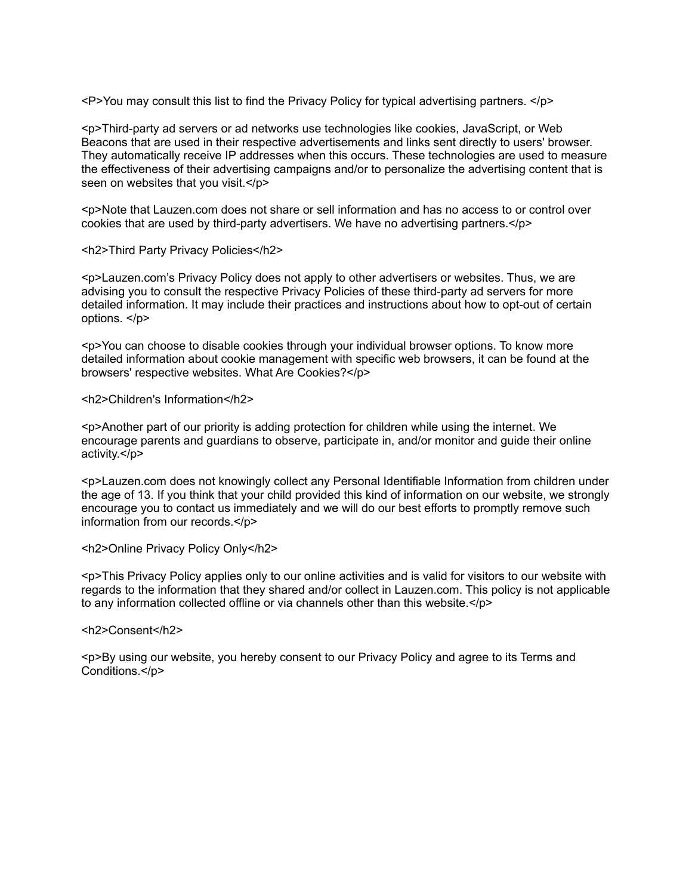<P>You may consult this list to find the Privacy Policy for typical advertising partners. </p>

<p>Third-party ad servers or ad networks use technologies like cookies, JavaScript, or Web Beacons that are used in their respective advertisements and links sent directly to users' browser. They automatically receive IP addresses when this occurs. These technologies are used to measure the effectiveness of their advertising campaigns and/or to personalize the advertising content that is seen on websites that you visit.</p>

<p>Note that Lauzen.com does not share or sell information and has no access to or control over cookies that are used by third-party advertisers. We have no advertising partners.</p>

<h2>Third Party Privacy Policies</h2>

<p>Lauzen.com's Privacy Policy does not apply to other advertisers or websites. Thus, we are advising you to consult the respective Privacy Policies of these third-party ad servers for more detailed information. It may include their practices and instructions about how to opt-out of certain options. </p>

<p>You can choose to disable cookies through your individual browser options. To know more detailed information about cookie management with specific web browsers, it can be found at the browsers' respective websites. What Are Cookies?</p>

<h2>Children's Information</h2>

<p>Another part of our priority is adding protection for children while using the internet. We encourage parents and guardians to observe, participate in, and/or monitor and guide their online activity.</p>

<p>Lauzen.com does not knowingly collect any Personal Identifiable Information from children under the age of 13. If you think that your child provided this kind of information on our website, we strongly encourage you to contact us immediately and we will do our best efforts to promptly remove such information from our records.</p>

<h2>Online Privacy Policy Only</h2>

<p>This Privacy Policy applies only to our online activities and is valid for visitors to our website with regards to the information that they shared and/or collect in Lauzen.com. This policy is not applicable to any information collected offline or via channels other than this website.</p>

<h2>Consent</h2>

<p>By using our website, you hereby consent to our Privacy Policy and agree to its Terms and Conditions.</p>